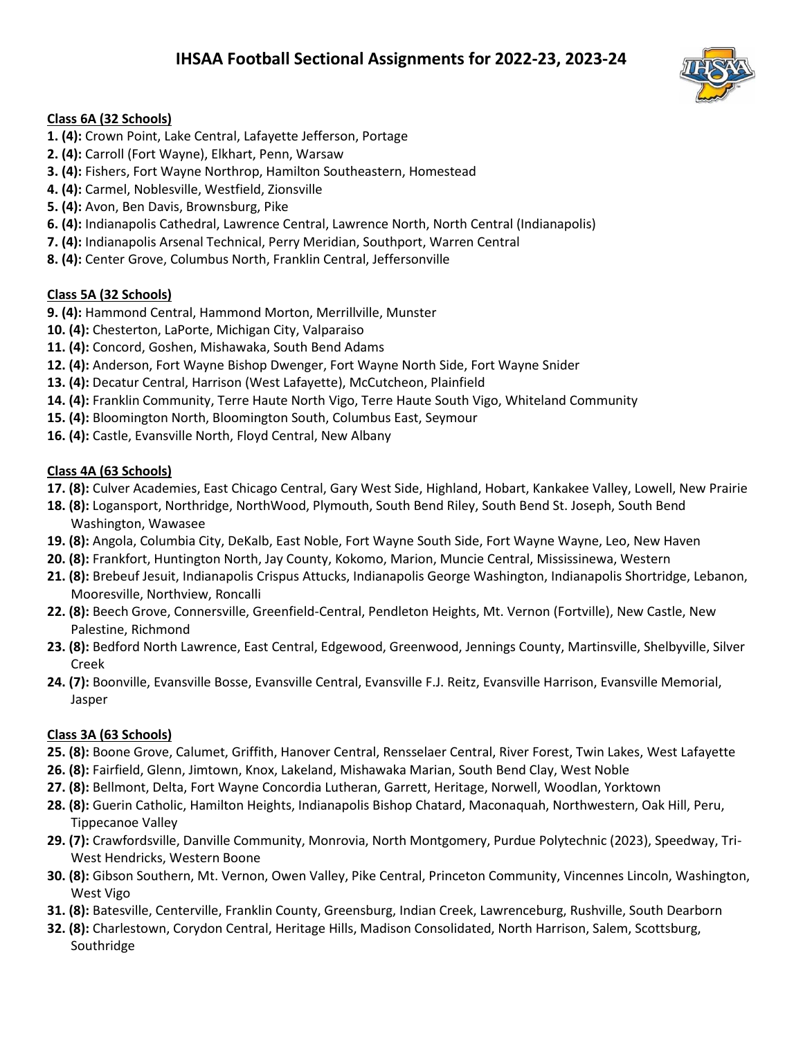# IHSAA Football Sectional Assignments for 2022-23, 2023-24

**Class 6A (32 Schools)**

**1. (4):** Crown Point, Lake Central, Lafayette Jefferson, Portage
**2. (4):** Carroll (Fort Wayne), Elkhart, Penn, Warsaw
**3. (4):** Fishers, Fort Wayne Northrop, Hamilton Southeastern, Homestead
**4. (4):** Carmel, Noblesville, Westfield, Zionsville
**5. (4):** Avon, Ben Davis, Brownsburg, Pike
**6. (4):** Indianapolis Cathedral, Lawrence Central, Lawrence North, North Central (Indianapolis)
**7. (4):** Indianapolis Arsenal Technical, Perry Meridian, Southport, Warren Central
**8. (4):** Center Grove, Columbus North, Franklin Central, Jeffersonville

**Class 5A (32 Schools)**

**9. (4):** Hammond Central, Hammond Morton, Merrillville, Munster
**10. (4):** Chesterton, LaPorte, Michigan City, Valparaiso
**11. (4):** Concord, Goshen, Mishawaka, South Bend Adams
**12. (4):** Anderson, Fort Wayne Bishop Dwenger, Fort Wayne North Side, Fort Wayne Snider
**13. (4):** Decatur Central, Harrison (West Lafayette), McCutcheon, Plainfield
**14. (4):** Franklin Community, Terre Haute North Vigo, Terre Haute South Vigo, Whiteland Community
**15. (4):** Bloomington North, Bloomington South, Columbus East, Seymour
**16. (4):** Castle, Evansville North, Floyd Central, New Albany

**Class 4A (63 Schools)**

**17. (8):** Culver Academies, East Chicago Central, Gary West Side, Highland, Hobart, Kankakee Valley, Lowell, New Prairie
**18. (8):** Logansport, Northridge, NorthWood, Plymouth, South Bend Riley, South Bend St. Joseph, South Bend Washington, Wawasee
**19. (8):** Angola, Columbia City, DeKalb, East Noble, Fort Wayne South Side, Fort Wayne Wayne, Leo, New Haven
**20. (8):** Frankfort, Huntington North, Jay County, Kokomo, Marion, Muncie Central, Mississinewa, Western
**21. (8):** Brebeuf Jesuit, Indianapolis Crispus Attucks, Indianapolis George Washington, Indianapolis Shortridge, Lebanon, Mooresville, Northview, Roncalli
**22. (8):** Beech Grove, Connersville, Greenfield-Central, Pendleton Heights, Mt. Vernon (Fortville), New Castle, New Palestine, Richmond
**23. (8):** Bedford North Lawrence, East Central, Edgewood, Greenwood, Jennings County, Martinsville, Shelbyville, Silver Creek
**24. (7):** Boonville, Evansville Bosse, Evansville Central, Evansville F.J. Reitz, Evansville Harrison, Evansville Memorial, Jasper

**Class 3A (63 Schools)**

**25. (8):** Boone Grove, Calumet, Griffith, Hanover Central, Rensselaer Central, River Forest, Twin Lakes, West Lafayette
**26. (8):** Fairfield, Glenn, Jimtown, Knox, Lakeland, Mishawaka Marian, South Bend Clay, West Noble
**27. (8):** Bellmont, Delta, Fort Wayne Concordia Lutheran, Garrett, Heritage, Norwell, Woodlan, Yorktown
**28. (8):** Guerin Catholic, Hamilton Heights, Indianapolis Bishop Chatard, Maconaquah, Northwestern, Oak Hill, Peru, Tippecanoe Valley
**29. (7):** Crawfordsville, Danville Community, Monrovia, North Montgomery, Purdue Polytechnic (2023), Speedway, Tri-West Hendricks, Western Boone
**30. (8):** Gibson Southern, Mt. Vernon, Owen Valley, Pike Central, Princeton Community, Vincennes Lincoln, Washington, West Vigo
**31. (8):** Batesville, Centerville, Franklin County, Greensburg, Indian Creek, Lawrenceburg, Rushville, South Dearborn
**32. (8):** Charlestown, Corydon Central, Heritage Hills, Madison Consolidated, North Harrison, Salem, Scottsburg, Southridge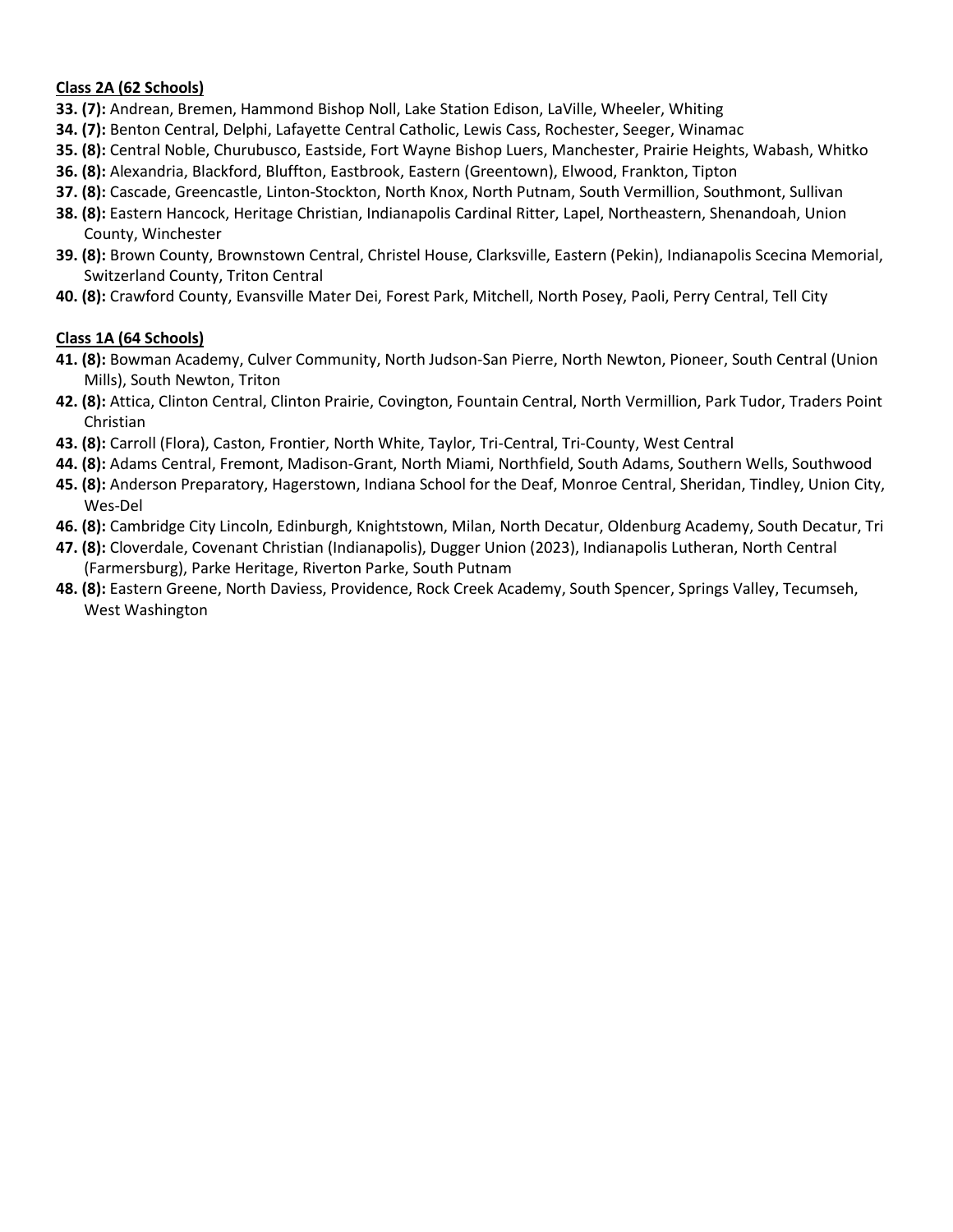**Class 2A (62 Schools)**

**33. (7):** Andrean, Bremen, Hammond Bishop Noll, Lake Station Edison, LaVille, Wheeler, Whiting

**34. (7):** Benton Central, Delphi, Lafayette Central Catholic, Lewis Cass, Rochester, Seeger, Winamac

**35. (8):** Central Noble, Churubusco, Eastside, Fort Wayne Bishop Luers, Manchester, Prairie Heights, Wabash, Whitko

**36. (8):** Alexandria, Blackford, Bluffton, Eastbrook, Eastern (Greentown), Elwood, Frankton, Tipton

**37. (8):** Cascade, Greencastle, Linton-Stockton, North Knox, North Putnam, South Vermillion, Southmont, Sullivan

**38. (8):** Eastern Hancock, Heritage Christian, Indianapolis Cardinal Ritter, Lapel, Northeastern, Shenandoah, Union County, Winchester

**39. (8):** Brown County, Brownstown Central, Christel House, Clarksville, Eastern (Pekin), Indianapolis Scecina Memorial, Switzerland County, Triton Central

**40. (8):** Crawford County, Evansville Mater Dei, Forest Park, Mitchell, North Posey, Paoli, Perry Central, Tell City

**Class 1A (64 Schools)**

**41. (8):** Bowman Academy, Culver Community, North Judson-San Pierre, North Newton, Pioneer, South Central (Union Mills), South Newton, Triton

**42. (8):** Attica, Clinton Central, Clinton Prairie, Covington, Fountain Central, North Vermillion, Park Tudor, Traders Point Christian

**43. (8):** Carroll (Flora), Caston, Frontier, North White, Taylor, Tri-Central, Tri-County, West Central

**44. (8):** Adams Central, Fremont, Madison-Grant, North Miami, Northfield, South Adams, Southern Wells, Southwood

**45. (8):** Anderson Preparatory, Hagerstown, Indiana School for the Deaf, Monroe Central, Sheridan, Tindley, Union City, Wes-Del

**46. (8):** Cambridge City Lincoln, Edinburgh, Knightstown, Milan, North Decatur, Oldenburg Academy, South Decatur, Tri

**47. (8):** Cloverdale, Covenant Christian (Indianapolis), Dugger Union (2023), Indianapolis Lutheran, North Central (Farmersburg), Parke Heritage, Riverton Parke, South Putnam

**48. (8):** Eastern Greene, North Daviess, Providence, Rock Creek Academy, South Spencer, Springs Valley, Tecumseh, West Washington